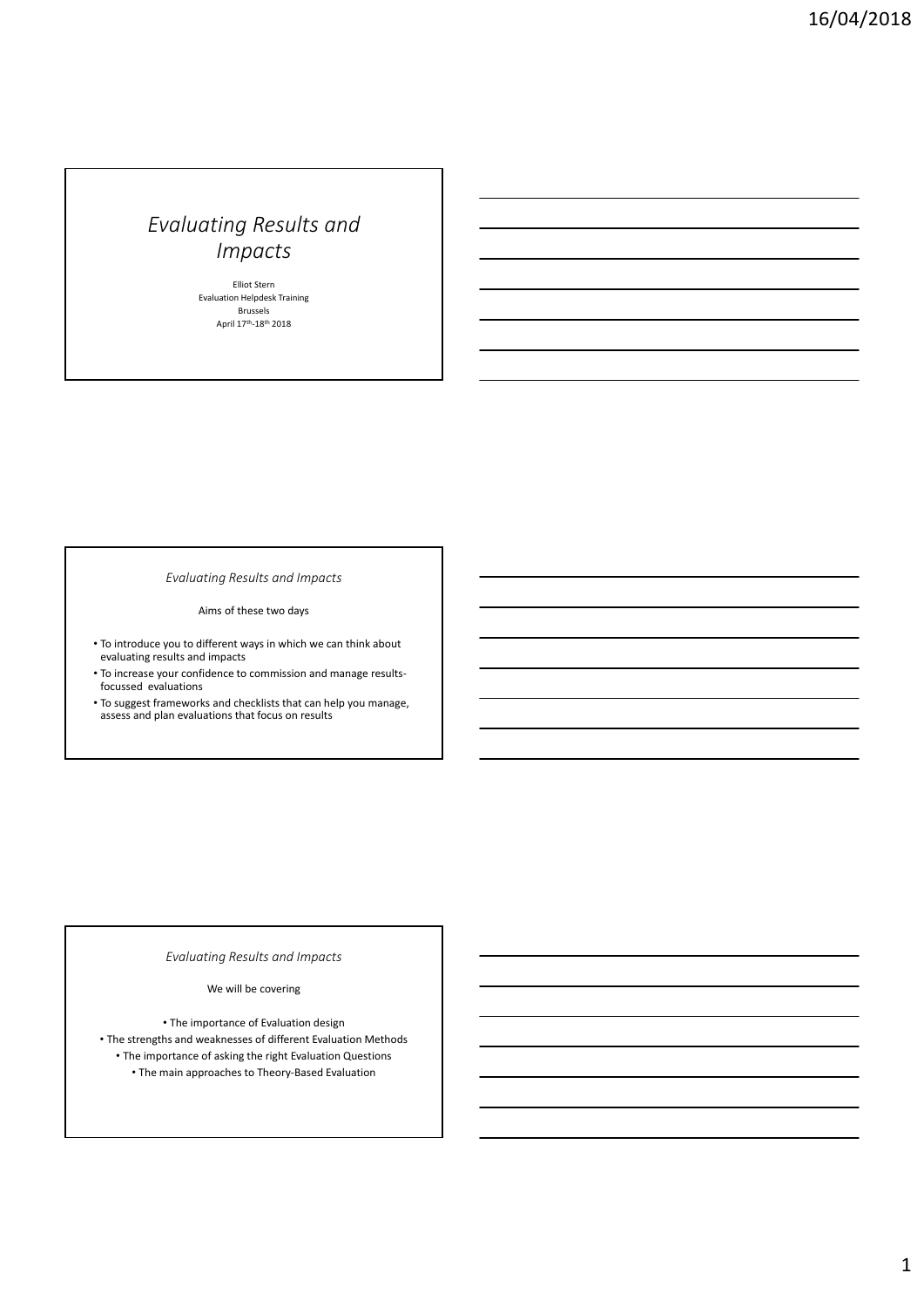# *Evaluating Results and Impacts*

Elliot Stern
Evaluation Helpdesk Training
Brussels
April 17th-18th 2018

## *Evaluating Results and Impacts*

Aims of these two days

- To introduce you to different ways in which we can think about evaluating results and impacts
- To increase your confidence to commission and manage results-focussed evaluations
- To suggest frameworks and checklists that can help you manage, assess and plan evaluations that focus on results

## *Evaluating Results and Impacts*

We will be covering

- The importance of Evaluation design
- The strengths and weaknesses of different Evaluation Methods
- The importance of asking the right Evaluation Questions
- The main approaches to Theory-Based Evaluation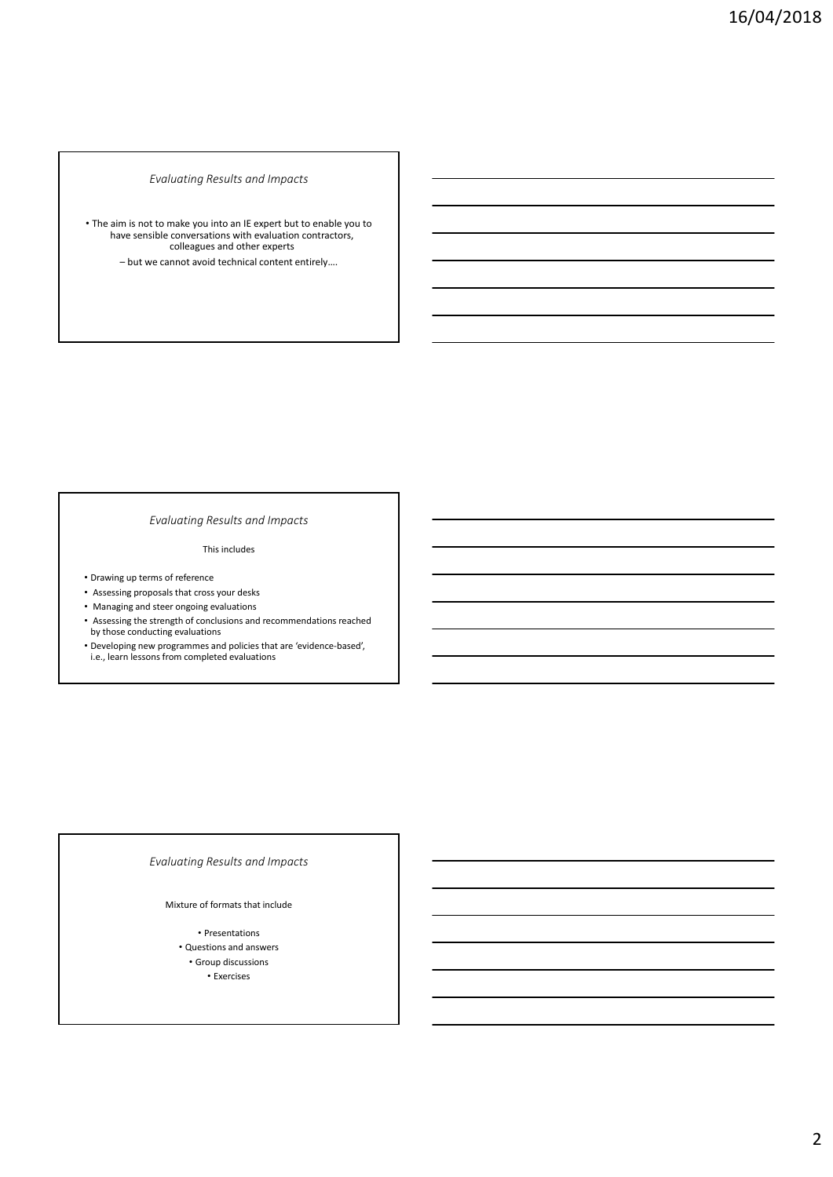## *Evaluating Results and Impacts*

- The aim is not to make you into an IE expert but to enable you to have sensible conversations with evaluation contractors, colleagues and other experts
  - – but we cannot avoid technical content entirely….

## *Evaluating Results and Impacts*

This includes

- Drawing up terms of reference
- Assessing proposals that cross your desks
- Managing and steer ongoing evaluations
- Assessing the strength of conclusions and recommendations reached by those conducting evaluations
- Developing new programmes and policies that are 'evidence-based', i.e., learn lessons from completed evaluations

## *Evaluating Results and Impacts*

Mixture of formats that include

- Presentations
- Questions and answers
- Group discussions
- Exercises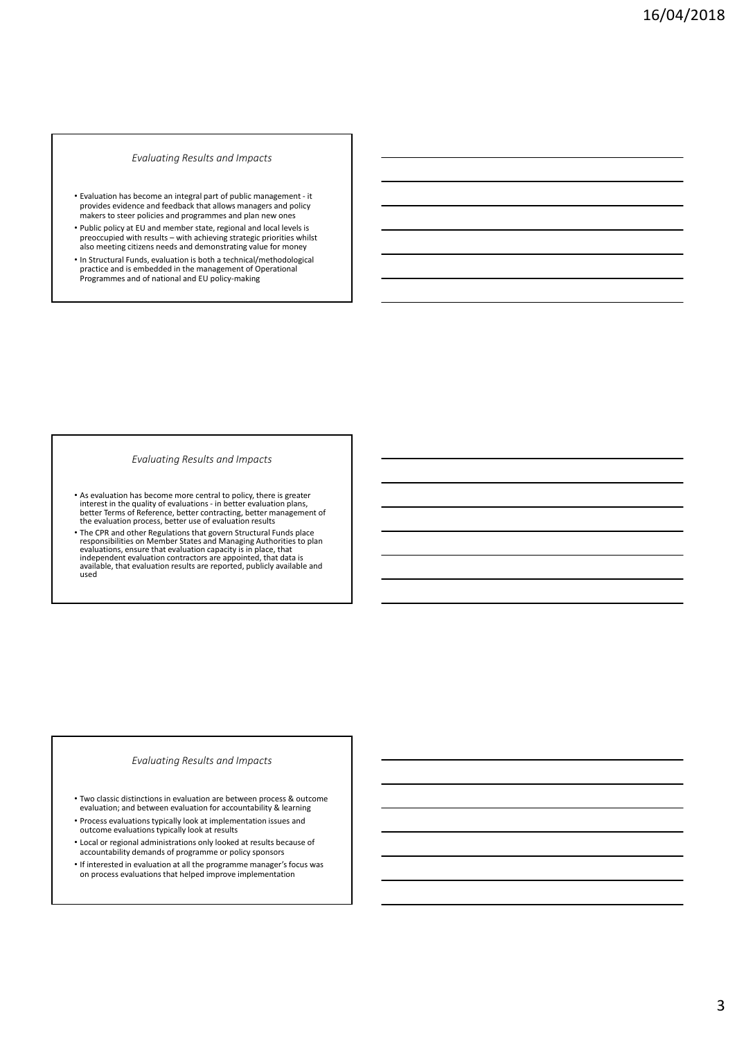## *Evaluating Results and Impacts*

- Evaluation has become an integral part of public management - it provides evidence and feedback that allows managers and policy makers to steer policies and programmes and plan new ones
- Public policy at EU and member state, regional and local levels is preoccupied with results – with achieving strategic priorities whilst also meeting citizens needs and demonstrating value for money
- In Structural Funds, evaluation is both a technical/methodological practice and is embedded in the management of Operational Programmes and of national and EU policy-making

## *Evaluating Results and Impacts*

- As evaluation has become more central to policy, there is greater interest in the quality of evaluations - in better evaluation plans, better Terms of Reference, better contracting, better management of the evaluation process, better use of evaluation results
- The CPR and other Regulations that govern Structural Funds place responsibilities on Member States and Managing Authorities to plan evaluations, ensure that evaluation capacity is in place, that independent evaluation contractors are appointed, that data is available, that evaluation results are reported, publicly available and used

## *Evaluating Results and Impacts*

- Two classic distinctions in evaluation are between process & outcome evaluation; and between evaluation for accountability & learning
- Process evaluations typically look at implementation issues and outcome evaluations typically look at results
- Local or regional administrations only looked at results because of accountability demands of programme or policy sponsors
- If interested in evaluation at all the programme manager's focus was on process evaluations that helped improve implementation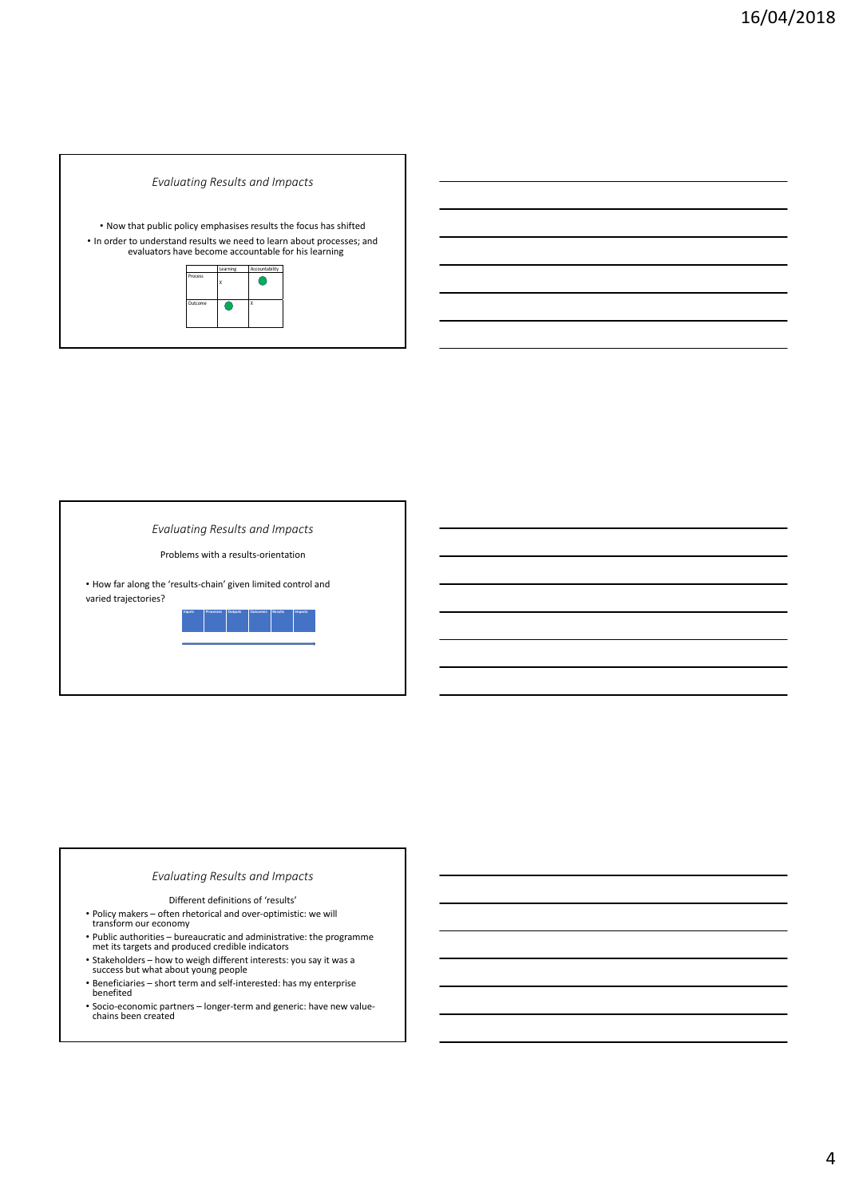## *Evaluating Results and Impacts*

- Now that public policy emphasises results the focus has shifted
- In order to understand results we need to learn about processes; and evaluators have become accountable for his learning

| | Learning | Accountability |
|---|---|---|
| Process | X | ● |
| Outcome | ● | X |

## *Evaluating Results and Impacts*

Problems with a results-orientation

- How far along the 'results-chain' given limited control and varied trajectories?

| Inputs | Processes | Outputs | Outcomes | Results | Impacts |
|---|---|---|---|---|---|

## *Evaluating Results and Impacts*

Different definitions of 'results'

- Policy makers – often rhetorical and over-optimistic: we will transform our economy
- Public authorities – bureaucratic and administrative: the programme met its targets and produced credible indicators
- Stakeholders – how to weigh different interests: you say it was a success but what about young people
- Beneficiaries – short term and self-interested: has my enterprise benefited
- Socio-economic partners – longer-term and generic: have new value-chains been created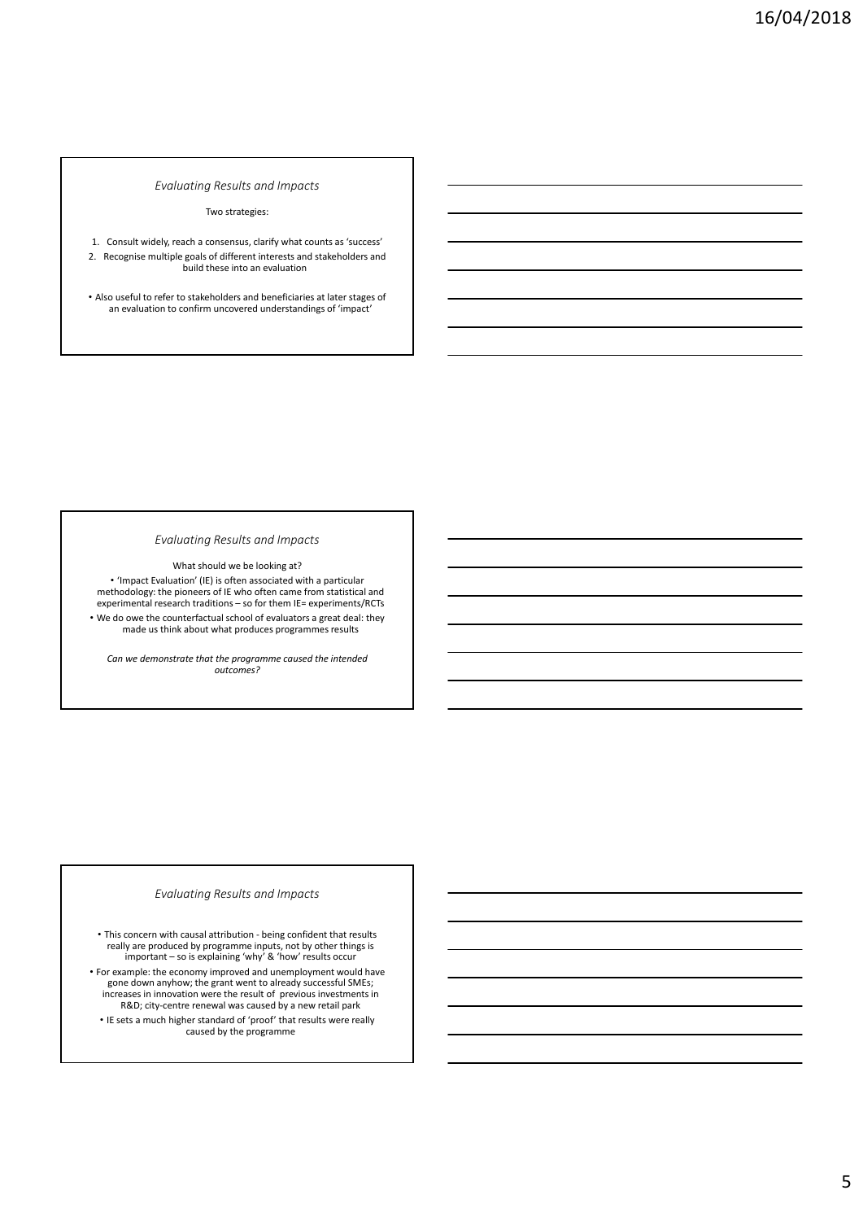## *Evaluating Results and Impacts*

Two strategies:

1. Consult widely, reach a consensus, clarify what counts as 'success'
2. Recognise multiple goals of different interests and stakeholders and build these into an evaluation

- Also useful to refer to stakeholders and beneficiaries at later stages of an evaluation to confirm uncovered understandings of 'impact'

## *Evaluating Results and Impacts*

What should we be looking at?

- 'Impact Evaluation' (IE) is often associated with a particular methodology: the pioneers of IE who often came from statistical and experimental research traditions – so for them IE= experiments/RCTs
- We do owe the counterfactual school of evaluators a great deal: they made us think about what produces programmes results

*Can we demonstrate that the programme caused the intended outcomes?*

## *Evaluating Results and Impacts*

- This concern with causal attribution - being confident that results really are produced by programme inputs, not by other things is important – so is explaining 'why' & 'how' results occur
- For example: the economy improved and unemployment would have gone down anyhow; the grant went to already successful SMEs; increases in innovation were the result of previous investments in R&D; city-centre renewal was caused by a new retail park
- IE sets a much higher standard of 'proof' that results were really caused by the programme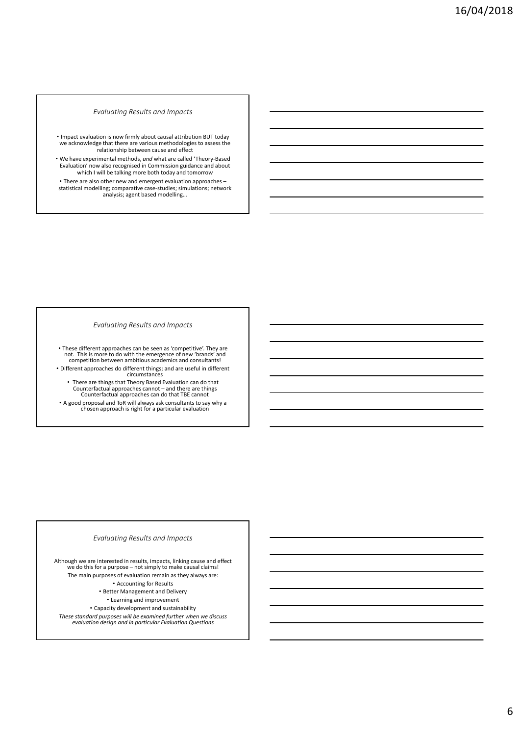### *Evaluating Results and Impacts*

- Impact evaluation is now firmly about causal attribution BUT today we acknowledge that there are various methodologies to assess the relationship between cause and effect
- We have experimental methods, *and* what are called 'Theory-Based Evaluation' now also recognised in Commission guidance and about which I will be talking more both today and tomorrow
- There are also other new and emergent evaluation approaches – statistical modelling; comparative case-studies; simulations; network analysis; agent based modelling…

### *Evaluating Results and Impacts*

- These different approaches can be seen as 'competitive'. They are not. This is more to do with the emergence of new 'brands' and competition between ambitious academics and consultants!
- Different approaches do different things; and are useful in different circumstances
  - There are things that Theory Based Evaluation can do that Counterfactual approaches cannot – and there are things Counterfactual approaches can do that TBE cannot
- A good proposal and ToR will always ask consultants to say why a chosen approach is right for a particular evaluation

### *Evaluating Results and Impacts*

Although we are interested in results, impacts, linking cause and effect we do this for a purpose – not simply to make causal claims!

The main purposes of evaluation remain as they always are:

- Accounting for Results
- Better Management and Delivery
- Learning and improvement
- Capacity development and sustainability

*These standard purposes will be examined further when we discuss evaluation design and in particular Evaluation Questions*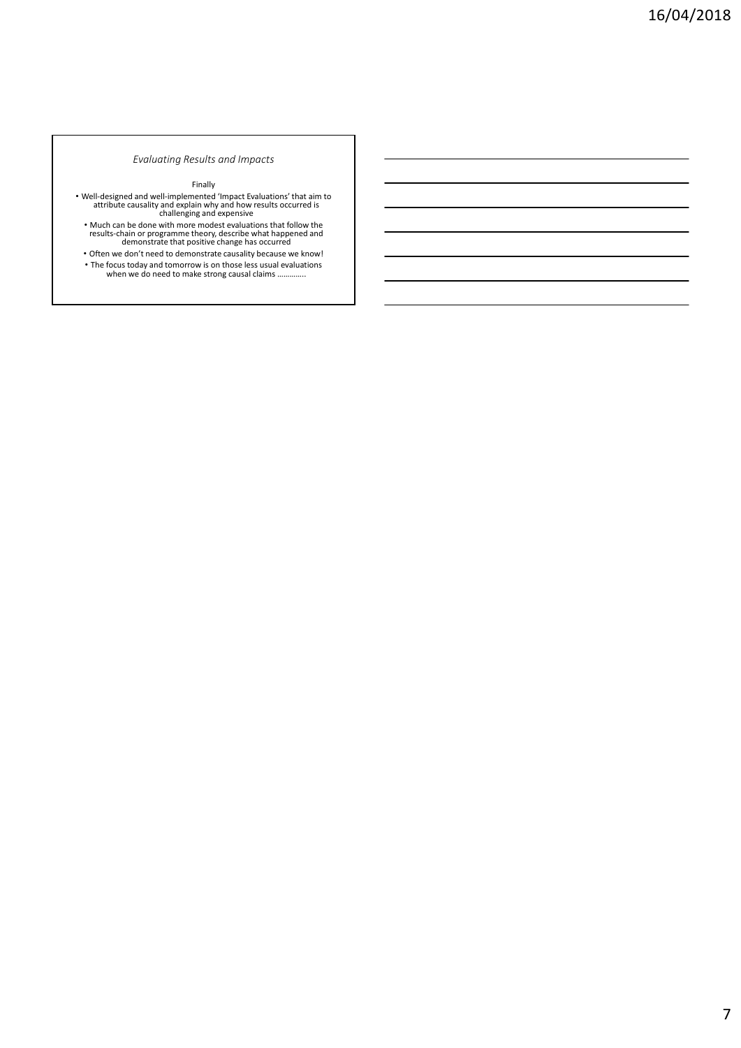## *Evaluating Results and Impacts*

Finally

- Well-designed and well-implemented 'Impact Evaluations' that aim to attribute causality and explain why and how results occurred is challenging and expensive
  - Much can be done with more modest evaluations that follow the results-chain or programme theory, describe what happened and demonstrate that positive change has occurred
  - Often we don't need to demonstrate causality because we know!
  - The focus today and tomorrow is on those less usual evaluations when we do need to make strong causal claims ………….